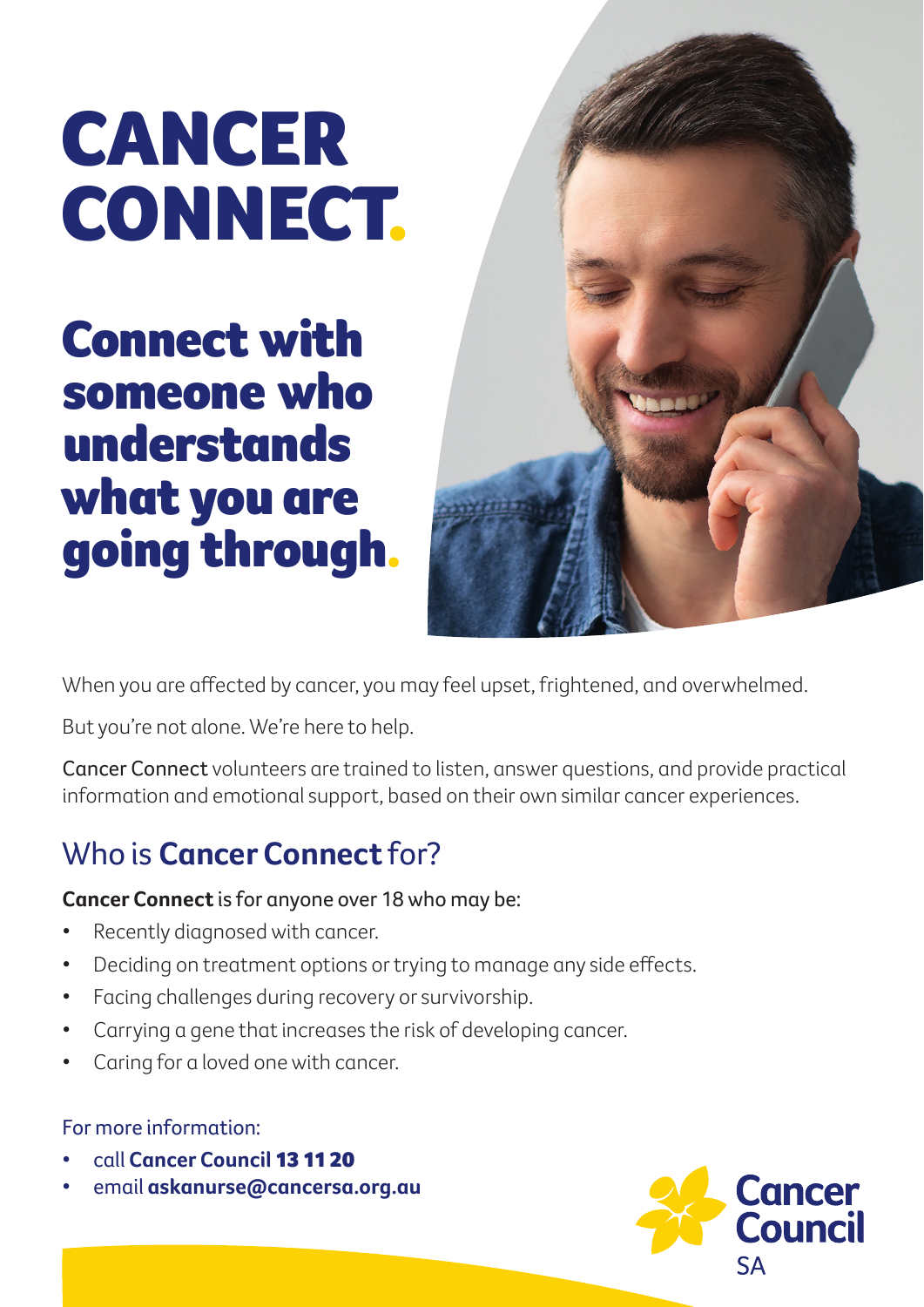# CANCER CONNECT.

## Connect with someone who understands what you are going through.

When you are affected by cancer, you may feel upset, frightened, and overwhelmed.

But you're not alone. We're here to help.

Cancer Connect volunteers are trained to listen, answer questions, and provide practical information and emotional support, based on their own similar cancer experiences.

## Who is **Cancer Connect** for?

**Cancer Connect** is for anyone over 18 who may be:

- Recently diagnosed with cancer.
- Deciding on treatment options or trying to manage any side effects.
- Facing challenges during recovery or survivorship.
- Carrying a gene that increases the risk of developing cancer.
- Caring for a loved one with cancer.

For more information:

- call **Cancer Council 13 11 20**
- email **askanurse@cancersa.org.au**

Cancer Council SA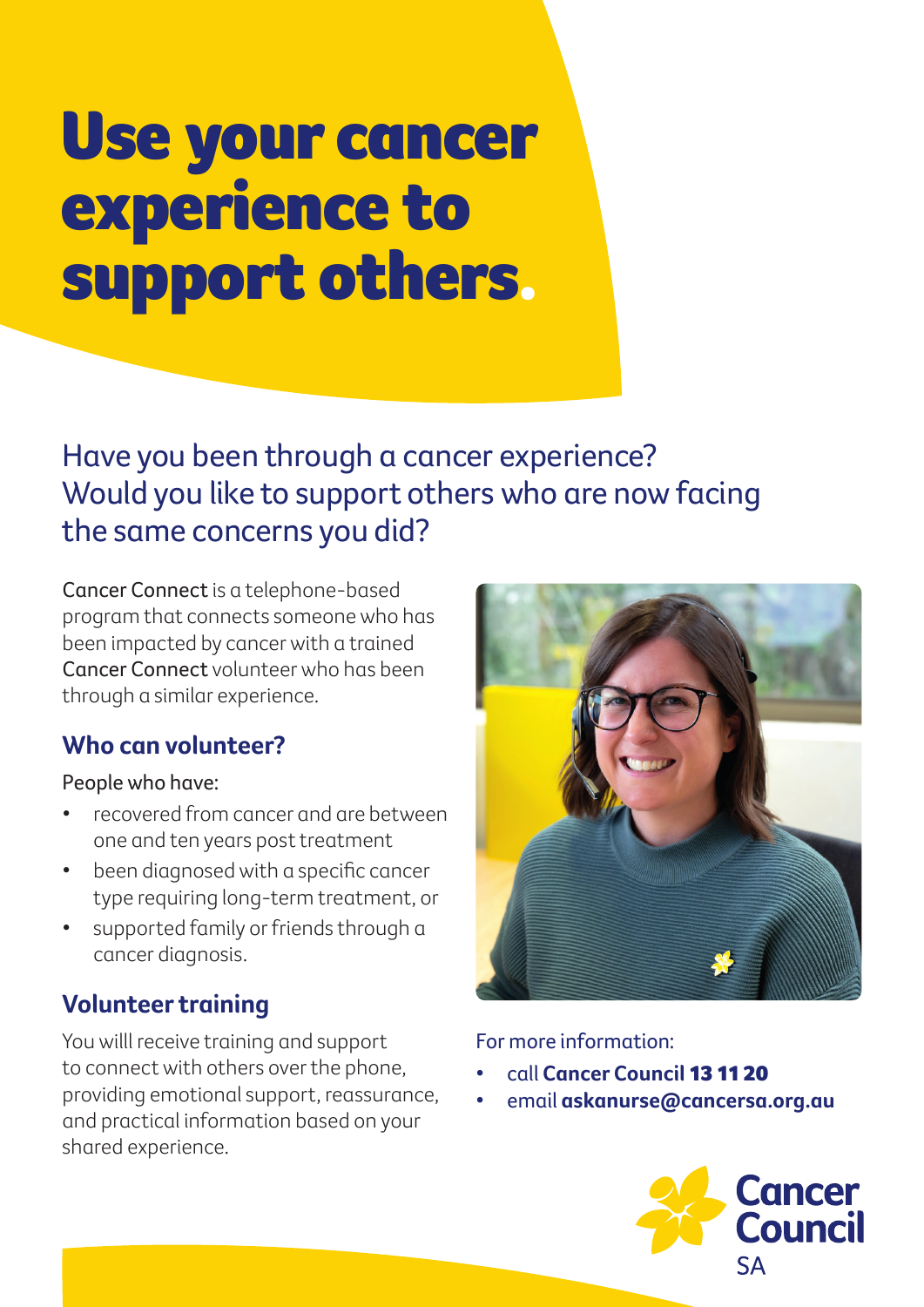# Use your cancer experience to support others.

## Have you been through a cancer experience? Would you like to support others who are now facing the same concerns you did?

Cancer Connect is a telephone-based program that connects someone who has been impacted by cancer with a trained Cancer Connect volunteer who has been through a similar experience.

### Who can volunteer?

People who have:

- recovered from cancer and are between one and ten years post treatment
- been diagnosed with a specific cancer type requiring long-term treatment, or
- supported family or friends through a cancer diagnosis.

### Volunteer training

You willl receive training and support to connect with others over the phone, providing emotional support, reassurance, and practical information based on your shared experience.

For more information:

- call **Cancer Council 13 11 20**
- email **askanurse@cancersa.org.au**

Cancer Council SA